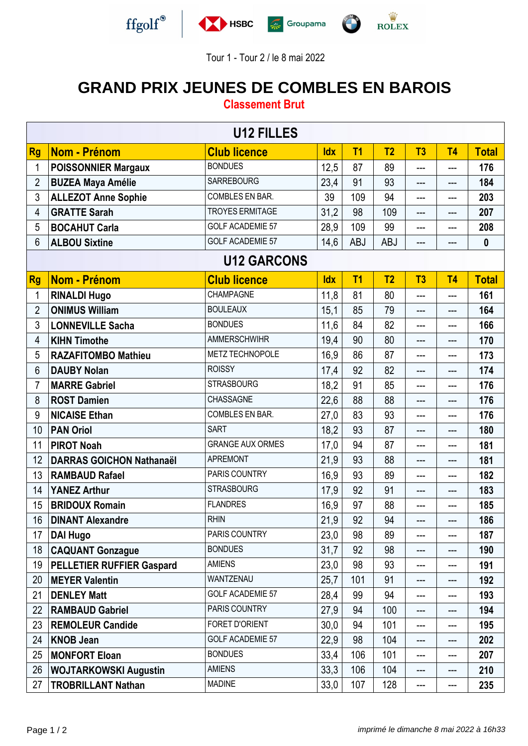Tour 1 - Tour 2 / le 8 mai 2022

# GRAND PRIX JEUNES DE COMBLES EN BAROIS

## Classement Brut

| U12 FILLES | | | | | | | | |
|---|---|---|---|---|---|---|---|---|
| **Rg** | **Nom - Prénom** | **Club licence** | **Idx** | **T1** | **T2** | **T3** | **T4** | **Total** |
| 1 | **POISSONNIER Margaux** | BONDUES | 12,5 | 87 | 89 | --- | --- | **176** |
| 2 | **BUZEA Maya Amélie** | SARREBOURG | 23,4 | 91 | 93 | --- | --- | **184** |
| 3 | **ALLEZOT Anne Sophie** | COMBLES EN BAR. | 39 | 109 | 94 | --- | --- | **203** |
| 4 | **GRATTE Sarah** | TROYES ERMITAGE | 31,2 | 98 | 109 | --- | --- | **207** |
| 5 | **BOCAHUT Carla** | GOLF ACADEMIE 57 | 28,9 | 109 | 99 | --- | --- | **208** |
| 6 | **ALBOU Sixtine** | GOLF ACADEMIE 57 | 14,6 | ABJ | ABJ | --- | --- | **0** |

| U12 GARCONS | | | | | | | | |
|---|---|---|---|---|---|---|---|---|
| **Rg** | **Nom - Prénom** | **Club licence** | **Idx** | **T1** | **T2** | **T3** | **T4** | **Total** |
| 1 | **RINALDI Hugo** | CHAMPAGNE | 11,8 | 81 | 80 | --- | --- | **161** |
| 2 | **ONIMUS William** | BOULEAUX | 15,1 | 85 | 79 | --- | --- | **164** |
| 3 | **LONNEVILLE Sacha** | BONDUES | 11,6 | 84 | 82 | --- | --- | **166** |
| 4 | **KIHN Timothe** | AMMERSCHWIHR | 19,4 | 90 | 80 | --- | --- | **170** |
| 5 | **RAZAFITOMBO Mathieu** | METZ TECHNOPOLE | 16,9 | 86 | 87 | --- | --- | **173** |
| 6 | **DAUBY Nolan** | ROISSY | 17,4 | 92 | 82 | --- | --- | **174** |
| 7 | **MARRE Gabriel** | STRASBOURG | 18,2 | 91 | 85 | --- | --- | **176** |
| 8 | **ROST Damien** | CHASSAGNE | 22,6 | 88 | 88 | --- | --- | **176** |
| 9 | **NICAISE Ethan** | COMBLES EN BAR. | 27,0 | 83 | 93 | --- | --- | **176** |
| 10 | **PAN Oriol** | SART | 18,2 | 93 | 87 | --- | --- | **180** |
| 11 | **PIROT Noah** | GRANGE AUX ORMES | 17,0 | 94 | 87 | --- | --- | **181** |
| 12 | **DARRAS GOICHON Nathanaël** | APREMONT | 21,9 | 93 | 88 | --- | --- | **181** |
| 13 | **RAMBAUD Rafael** | PARIS COUNTRY | 16,9 | 93 | 89 | --- | --- | **182** |
| 14 | **YANEZ Arthur** | STRASBOURG | 17,9 | 92 | 91 | --- | --- | **183** |
| 15 | **BRIDOUX Romain** | FLANDRES | 16,9 | 97 | 88 | --- | --- | **185** |
| 16 | **DINANT Alexandre** | RHIN | 21,9 | 92 | 94 | --- | --- | **186** |
| 17 | **DAI Hugo** | PARIS COUNTRY | 23,0 | 98 | 89 | --- | --- | **187** |
| 18 | **CAQUANT Gonzague** | BONDUES | 31,7 | 92 | 98 | --- | --- | **190** |
| 19 | **PELLETIER RUFFIER Gaspard** | AMIENS | 23,0 | 98 | 93 | --- | --- | **191** |
| 20 | **MEYER Valentin** | WANTZENAU | 25,7 | 101 | 91 | --- | --- | **192** |
| 21 | **DENLEY Matt** | GOLF ACADEMIE 57 | 28,4 | 99 | 94 | --- | --- | **193** |
| 22 | **RAMBAUD Gabriel** | PARIS COUNTRY | 27,9 | 94 | 100 | --- | --- | **194** |
| 23 | **REMOLEUR Candide** | FORET D'ORIENT | 30,0 | 94 | 101 | --- | --- | **195** |
| 24 | **KNOB Jean** | GOLF ACADEMIE 57 | 22,9 | 98 | 104 | --- | --- | **202** |
| 25 | **MONFORT Eloan** | BONDUES | 33,4 | 106 | 101 | --- | --- | **207** |
| 26 | **WOJTARKOWSKI Augustin** | AMIENS | 33,3 | 106 | 104 | --- | --- | **210** |
| 27 | **TROBRILLANT Nathan** | MADINE | 33,0 | 107 | 128 | --- | --- | **235** |

*imprimé le dimanche 8 mai 2022 à 16h33*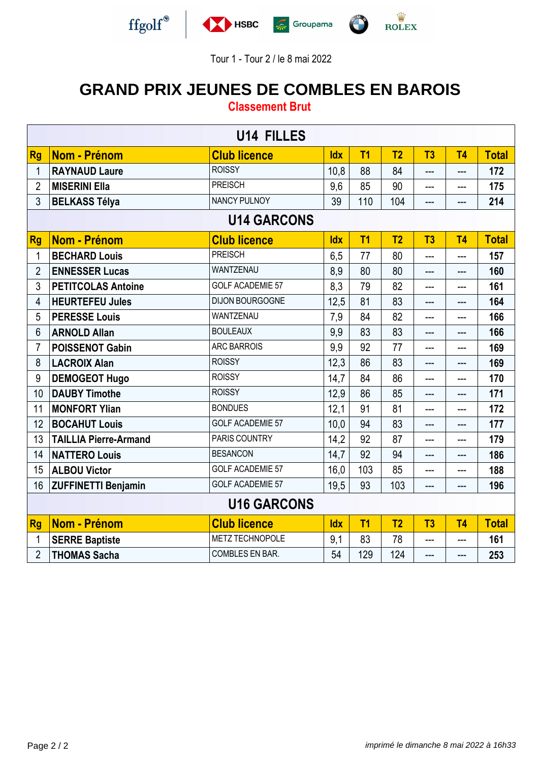ffgolf HSBC Groupama BMW ROLEX

Tour 1 - Tour 2 / le 8 mai 2022

# GRAND PRIX JEUNES DE COMBLES EN BAROIS

## Classement Brut

| U14 FILLES | | | | | | | | |
|---|---|---|---|---|---|---|---|---|
| **Rg** | **Nom - Prénom** | **Club licence** | **Idx** | **T1** | **T2** | **T3** | **T4** | **Total** |
| 1 | **RAYNAUD Laure** | ROISSY | 10,8 | 88 | 84 | --- | --- | **172** |
| 2 | **MISERINI Ella** | PREISCH | 9,6 | 85 | 90 | --- | --- | **175** |
| 3 | **BELKASS Télya** | NANCY PULNOY | 39 | 110 | 104 | --- | --- | **214** |
| **U14 GARCONS** | | | | | | | | |
| **Rg** | **Nom - Prénom** | **Club licence** | **Idx** | **T1** | **T2** | **T3** | **T4** | **Total** |
| 1 | **BECHARD Louis** | PREISCH | 6,5 | 77 | 80 | --- | --- | **157** |
| 2 | **ENNESSER Lucas** | WANTZENAU | 8,9 | 80 | 80 | --- | --- | **160** |
| 3 | **PETITCOLAS Antoine** | GOLF ACADEMIE 57 | 8,3 | 79 | 82 | --- | --- | **161** |
| 4 | **HEURTEFEU Jules** | DIJON BOURGOGNE | 12,5 | 81 | 83 | --- | --- | **164** |
| 5 | **PERESSE Louis** | WANTZENAU | 7,9 | 84 | 82 | --- | --- | **166** |
| 6 | **ARNOLD Allan** | BOULEAUX | 9,9 | 83 | 83 | --- | --- | **166** |
| 7 | **POISSENOT Gabin** | ARC BARROIS | 9,9 | 92 | 77 | --- | --- | **169** |
| 8 | **LACROIX Alan** | ROISSY | 12,3 | 86 | 83 | --- | --- | **169** |
| 9 | **DEMOGEOT Hugo** | ROISSY | 14,7 | 84 | 86 | --- | --- | **170** |
| 10 | **DAUBY Timothe** | ROISSY | 12,9 | 86 | 85 | --- | --- | **171** |
| 11 | **MONFORT Ylian** | BONDUES | 12,1 | 91 | 81 | --- | --- | **172** |
| 12 | **BOCAHUT Louis** | GOLF ACADEMIE 57 | 10,0 | 94 | 83 | --- | --- | **177** |
| 13 | **TAILLIA Pierre-Armand** | PARIS COUNTRY | 14,2 | 92 | 87 | --- | --- | **179** |
| 14 | **NATTERO Louis** | BESANCON | 14,7 | 92 | 94 | --- | --- | **186** |
| 15 | **ALBOU Victor** | GOLF ACADEMIE 57 | 16,0 | 103 | 85 | --- | --- | **188** |
| 16 | **ZUFFINETTI Benjamin** | GOLF ACADEMIE 57 | 19,5 | 93 | 103 | --- | --- | **196** |
| **U16 GARCONS** | | | | | | | | |
| **Rg** | **Nom - Prénom** | **Club licence** | **Idx** | **T1** | **T2** | **T3** | **T4** | **Total** |
| 1 | **SERRE Baptiste** | METZ TECHNOPOLE | 9,1 | 83 | 78 | --- | --- | **161** |
| 2 | **THOMAS Sacha** | COMBLES EN BAR. | 54 | 129 | 124 | --- | --- | **253** |

*imprimé le dimanche 8 mai 2022 à 16h33*